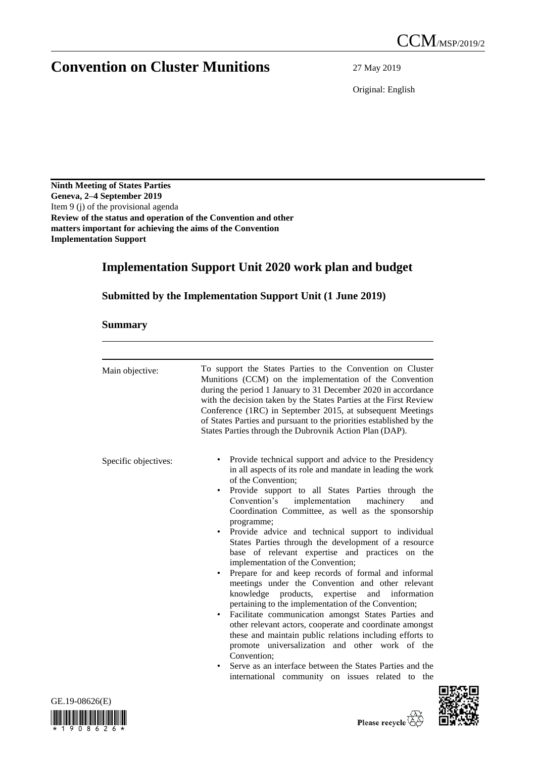# Convention on Cluster Munitions

CCM/MSP/2019/2

27 May 2019

Original: English

**Ninth Meeting of States Parties**
**Geneva, 2–4 September 2019**
Item 9 (j) of the provisional agenda
**Review of the status and operation of the Convention and other matters important for achieving the aims of the Convention**
**Implementation Support**

## Implementation Support Unit 2020 work plan and budget

### Submitted by the Implementation Support Unit (1 June 2019)

### Summary

| | |
|---|---|
| Main objective: | To support the States Parties to the Convention on Cluster Munitions (CCM) on the implementation of the Convention during the period 1 January to 31 December 2020 in accordance with the decision taken by the States Parties at the First Review Conference (1RC) in September 2015, at subsequent Meetings of States Parties and pursuant to the priorities established by the States Parties through the Dubrovnik Action Plan (DAP). |
| Specific objectives: | • Provide technical support and advice to the Presidency in all aspects of its role and mandate in leading the work of the Convention;<br>• Provide support to all States Parties through the Convention's implementation machinery and Coordination Committee, as well as the sponsorship programme;<br>• Provide advice and technical support to individual States Parties through the development of a resource base of relevant expertise and practices on the implementation of the Convention;<br>• Prepare for and keep records of formal and informal meetings under the Convention and other relevant knowledge products, expertise and information pertaining to the implementation of the Convention;<br>• Facilitate communication amongst States Parties and other relevant actors, cooperate and coordinate amongst these and maintain public relations including efforts to promote universalization and other work of the Convention;<br>• Serve as an interface between the States Parties and the international community on issues related to the |

GE.19-08626(E)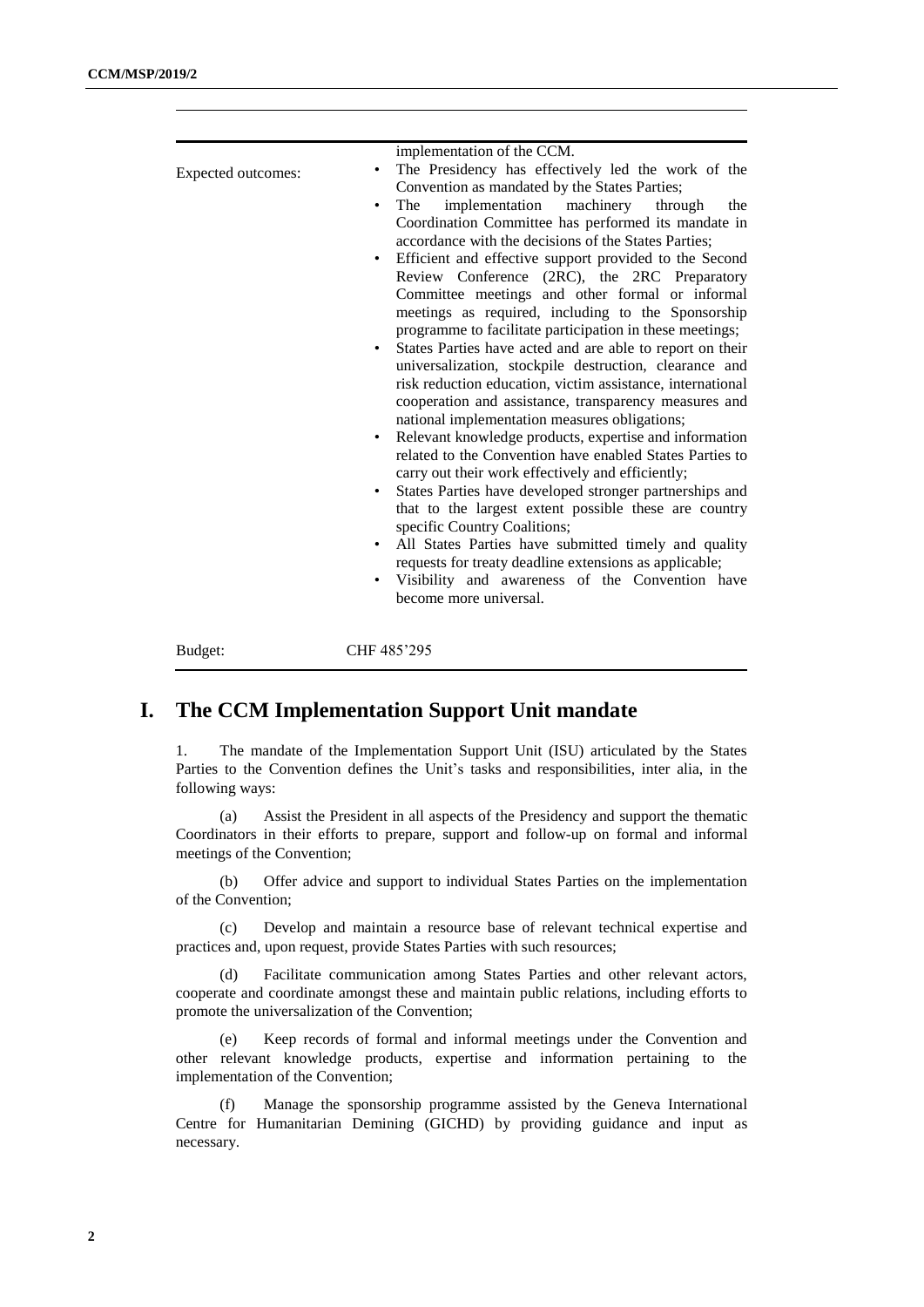| | |
|---|---|
| | implementation of the CCM. |
| Expected outcomes: | • The Presidency has effectively led the work of the Convention as mandated by the States Parties;<br>• The implementation machinery through the Coordination Committee has performed its mandate in accordance with the decisions of the States Parties;<br>• Efficient and effective support provided to the Second Review Conference (2RC), the 2RC Preparatory Committee meetings and other formal or informal meetings as required, including to the Sponsorship programme to facilitate participation in these meetings;<br>• States Parties have acted and are able to report on their universalization, stockpile destruction, clearance and risk reduction education, victim assistance, international cooperation and assistance, transparency measures and national implementation measures obligations;<br>• Relevant knowledge products, expertise and information related to the Convention have enabled States Parties to carry out their work effectively and efficiently;<br>• States Parties have developed stronger partnerships and that to the largest extent possible these are country specific Country Coalitions;<br>• All States Parties have submitted timely and quality requests for treaty deadline extensions as applicable;<br>• Visibility and awareness of the Convention have become more universal. |
| Budget: | CHF 485'295 |

# I. The CCM Implementation Support Unit mandate

1. The mandate of the Implementation Support Unit (ISU) articulated by the States Parties to the Convention defines the Unit's tasks and responsibilities, inter alia, in the following ways:

(a) Assist the President in all aspects of the Presidency and support the thematic Coordinators in their efforts to prepare, support and follow-up on formal and informal meetings of the Convention;

(b) Offer advice and support to individual States Parties on the implementation of the Convention;

(c) Develop and maintain a resource base of relevant technical expertise and practices and, upon request, provide States Parties with such resources;

(d) Facilitate communication among States Parties and other relevant actors, cooperate and coordinate amongst these and maintain public relations, including efforts to promote the universalization of the Convention;

(e) Keep records of formal and informal meetings under the Convention and other relevant knowledge products, expertise and information pertaining to the implementation of the Convention;

(f) Manage the sponsorship programme assisted by the Geneva International Centre for Humanitarian Demining (GICHD) by providing guidance and input as necessary.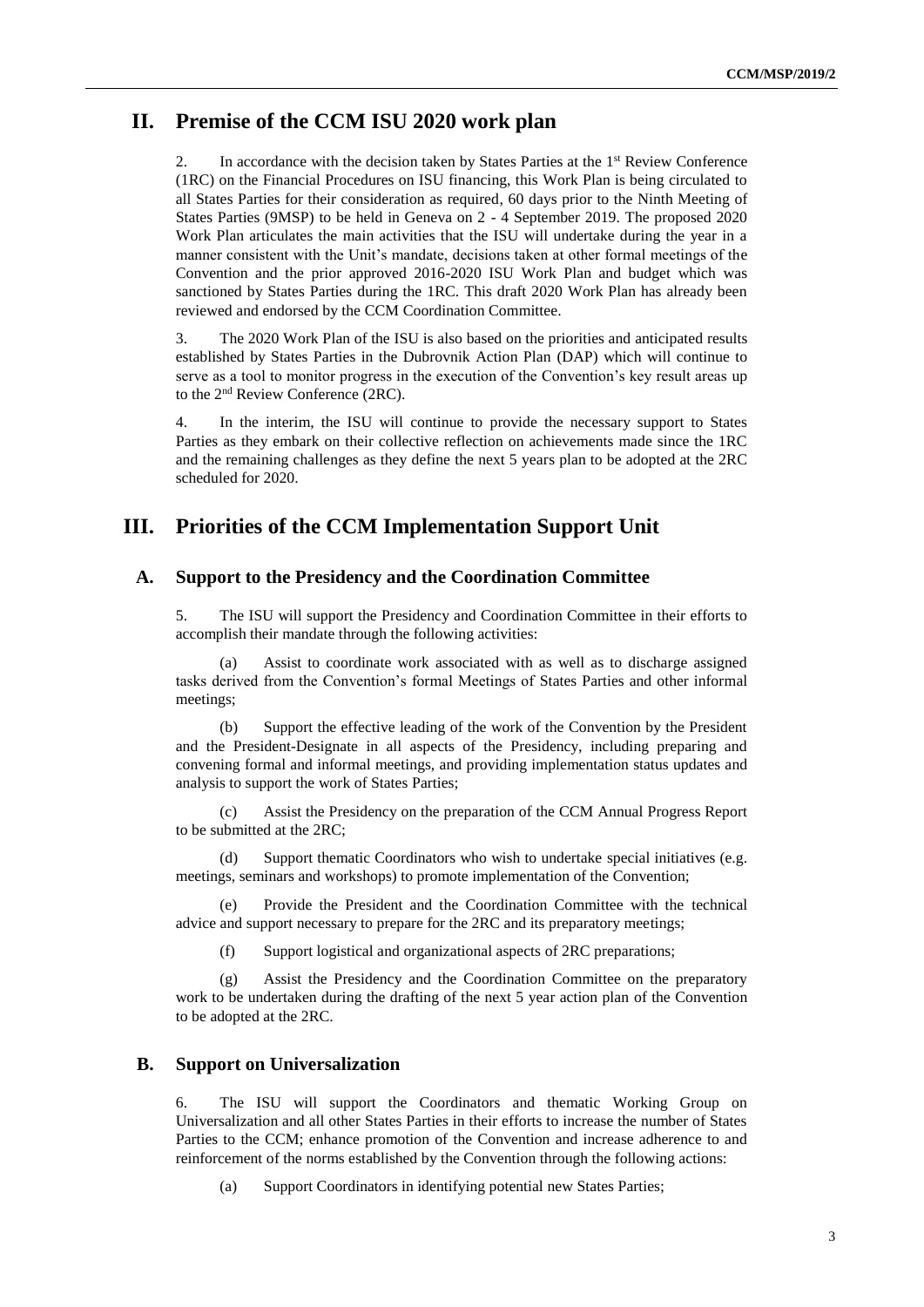## II. Premise of the CCM ISU 2020 work plan

2. In accordance with the decision taken by States Parties at the 1st Review Conference (1RC) on the Financial Procedures on ISU financing, this Work Plan is being circulated to all States Parties for their consideration as required, 60 days prior to the Ninth Meeting of States Parties (9MSP) to be held in Geneva on 2 - 4 September 2019. The proposed 2020 Work Plan articulates the main activities that the ISU will undertake during the year in a manner consistent with the Unit's mandate, decisions taken at other formal meetings of the Convention and the prior approved 2016-2020 ISU Work Plan and budget which was sanctioned by States Parties during the 1RC. This draft 2020 Work Plan has already been reviewed and endorsed by the CCM Coordination Committee.

3. The 2020 Work Plan of the ISU is also based on the priorities and anticipated results established by States Parties in the Dubrovnik Action Plan (DAP) which will continue to serve as a tool to monitor progress in the execution of the Convention's key result areas up to the 2nd Review Conference (2RC).

4. In the interim, the ISU will continue to provide the necessary support to States Parties as they embark on their collective reflection on achievements made since the 1RC and the remaining challenges as they define the next 5 years plan to be adopted at the 2RC scheduled for 2020.

## III. Priorities of the CCM Implementation Support Unit

### A. Support to the Presidency and the Coordination Committee

5. The ISU will support the Presidency and Coordination Committee in their efforts to accomplish their mandate through the following activities:

(a) Assist to coordinate work associated with as well as to discharge assigned tasks derived from the Convention's formal Meetings of States Parties and other informal meetings;

(b) Support the effective leading of the work of the Convention by the President and the President-Designate in all aspects of the Presidency, including preparing and convening formal and informal meetings, and providing implementation status updates and analysis to support the work of States Parties;

(c) Assist the Presidency on the preparation of the CCM Annual Progress Report to be submitted at the 2RC;

(d) Support thematic Coordinators who wish to undertake special initiatives (e.g. meetings, seminars and workshops) to promote implementation of the Convention;

(e) Provide the President and the Coordination Committee with the technical advice and support necessary to prepare for the 2RC and its preparatory meetings;

(f) Support logistical and organizational aspects of 2RC preparations;

(g) Assist the Presidency and the Coordination Committee on the preparatory work to be undertaken during the drafting of the next 5 year action plan of the Convention to be adopted at the 2RC.

### B. Support on Universalization

6. The ISU will support the Coordinators and thematic Working Group on Universalization and all other States Parties in their efforts to increase the number of States Parties to the CCM; enhance promotion of the Convention and increase adherence to and reinforcement of the norms established by the Convention through the following actions:

(a) Support Coordinators in identifying potential new States Parties;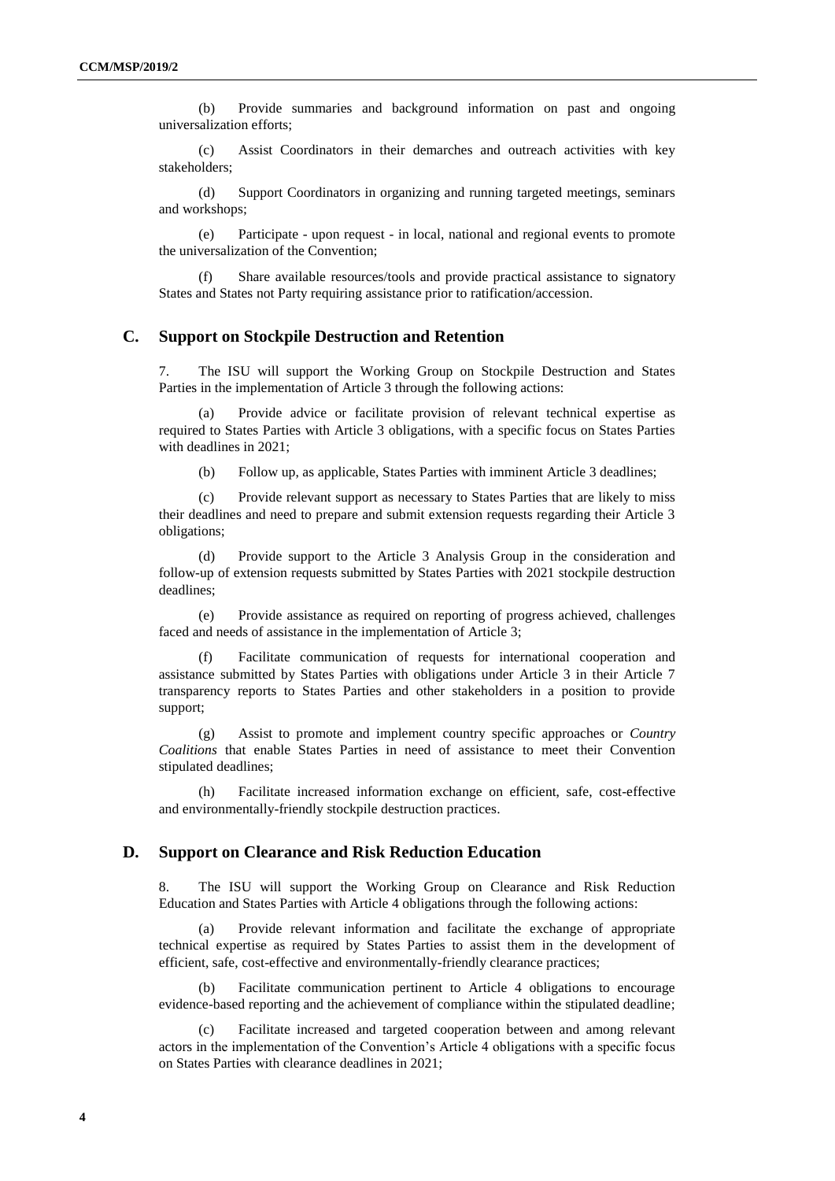(b) Provide summaries and background information on past and ongoing universalization efforts;

(c) Assist Coordinators in their demarches and outreach activities with key stakeholders;

(d) Support Coordinators in organizing and running targeted meetings, seminars and workshops;

(e) Participate - upon request - in local, national and regional events to promote the universalization of the Convention;

(f) Share available resources/tools and provide practical assistance to signatory States and States not Party requiring assistance prior to ratification/accession.

## C. Support on Stockpile Destruction and Retention

7. The ISU will support the Working Group on Stockpile Destruction and States Parties in the implementation of Article 3 through the following actions:

(a) Provide advice or facilitate provision of relevant technical expertise as required to States Parties with Article 3 obligations, with a specific focus on States Parties with deadlines in 2021;

(b) Follow up, as applicable, States Parties with imminent Article 3 deadlines;

(c) Provide relevant support as necessary to States Parties that are likely to miss their deadlines and need to prepare and submit extension requests regarding their Article 3 obligations;

(d) Provide support to the Article 3 Analysis Group in the consideration and follow-up of extension requests submitted by States Parties with 2021 stockpile destruction deadlines;

(e) Provide assistance as required on reporting of progress achieved, challenges faced and needs of assistance in the implementation of Article 3;

(f) Facilitate communication of requests for international cooperation and assistance submitted by States Parties with obligations under Article 3 in their Article 7 transparency reports to States Parties and other stakeholders in a position to provide support;

(g) Assist to promote and implement country specific approaches or *Country Coalitions* that enable States Parties in need of assistance to meet their Convention stipulated deadlines;

(h) Facilitate increased information exchange on efficient, safe, cost-effective and environmentally-friendly stockpile destruction practices.

## D. Support on Clearance and Risk Reduction Education

8. The ISU will support the Working Group on Clearance and Risk Reduction Education and States Parties with Article 4 obligations through the following actions:

(a) Provide relevant information and facilitate the exchange of appropriate technical expertise as required by States Parties to assist them in the development of efficient, safe, cost-effective and environmentally-friendly clearance practices;

(b) Facilitate communication pertinent to Article 4 obligations to encourage evidence-based reporting and the achievement of compliance within the stipulated deadline;

(c) Facilitate increased and targeted cooperation between and among relevant actors in the implementation of the Convention's Article 4 obligations with a specific focus on States Parties with clearance deadlines in 2021;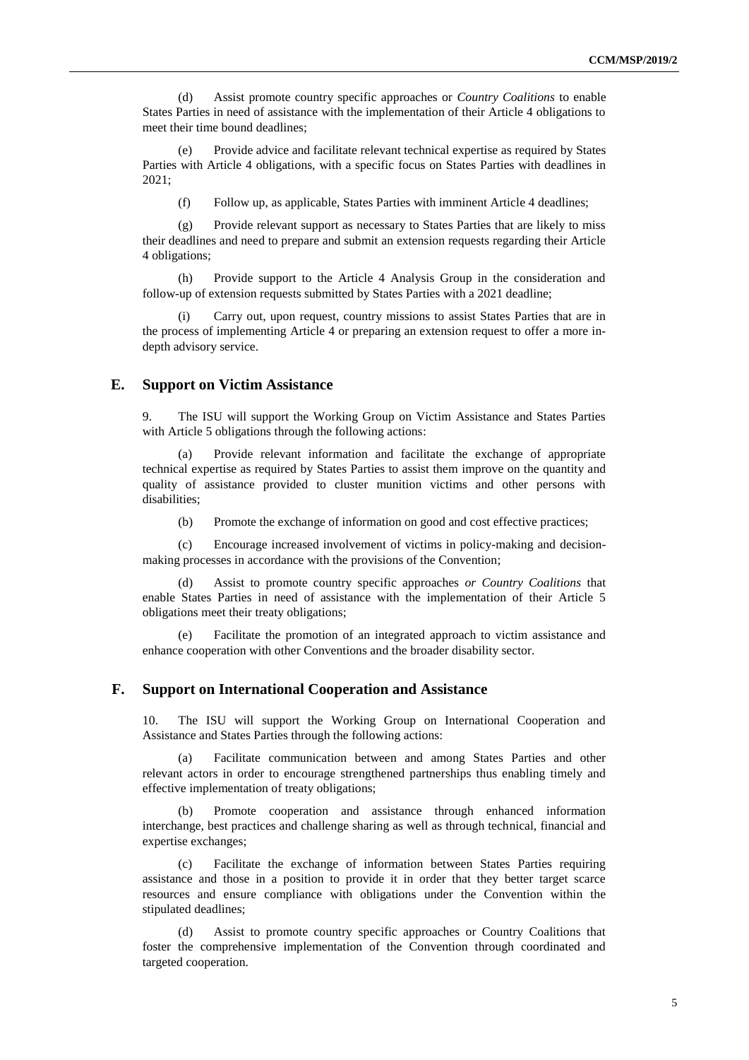(d) Assist promote country specific approaches or *Country Coalitions* to enable States Parties in need of assistance with the implementation of their Article 4 obligations to meet their time bound deadlines;

(e) Provide advice and facilitate relevant technical expertise as required by States Parties with Article 4 obligations, with a specific focus on States Parties with deadlines in 2021;

(f) Follow up, as applicable, States Parties with imminent Article 4 deadlines;

(g) Provide relevant support as necessary to States Parties that are likely to miss their deadlines and need to prepare and submit an extension requests regarding their Article 4 obligations;

(h) Provide support to the Article 4 Analysis Group in the consideration and follow-up of extension requests submitted by States Parties with a 2021 deadline;

(i) Carry out, upon request, country missions to assist States Parties that are in the process of implementing Article 4 or preparing an extension request to offer a more in-depth advisory service.

## E. Support on Victim Assistance

9. The ISU will support the Working Group on Victim Assistance and States Parties with Article 5 obligations through the following actions:

(a) Provide relevant information and facilitate the exchange of appropriate technical expertise as required by States Parties to assist them improve on the quantity and quality of assistance provided to cluster munition victims and other persons with disabilities;

(b) Promote the exchange of information on good and cost effective practices;

(c) Encourage increased involvement of victims in policy-making and decision-making processes in accordance with the provisions of the Convention;

(d) Assist to promote country specific approaches *or Country Coalitions* that enable States Parties in need of assistance with the implementation of their Article 5 obligations meet their treaty obligations;

(e) Facilitate the promotion of an integrated approach to victim assistance and enhance cooperation with other Conventions and the broader disability sector.

## F. Support on International Cooperation and Assistance

10. The ISU will support the Working Group on International Cooperation and Assistance and States Parties through the following actions:

(a) Facilitate communication between and among States Parties and other relevant actors in order to encourage strengthened partnerships thus enabling timely and effective implementation of treaty obligations;

(b) Promote cooperation and assistance through enhanced information interchange, best practices and challenge sharing as well as through technical, financial and expertise exchanges;

(c) Facilitate the exchange of information between States Parties requiring assistance and those in a position to provide it in order that they better target scarce resources and ensure compliance with obligations under the Convention within the stipulated deadlines;

(d) Assist to promote country specific approaches or Country Coalitions that foster the comprehensive implementation of the Convention through coordinated and targeted cooperation.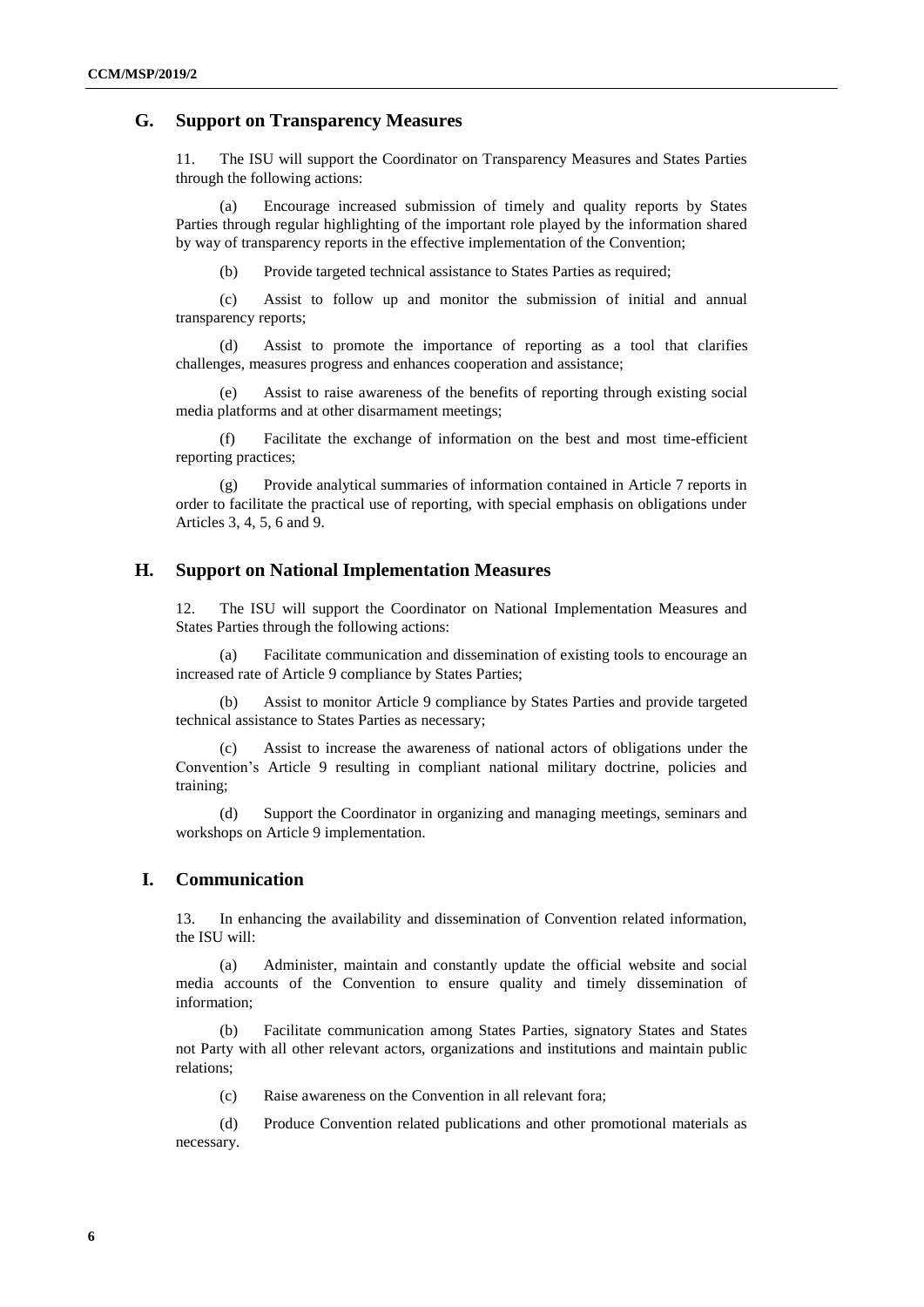## G. Support on Transparency Measures

11. The ISU will support the Coordinator on Transparency Measures and States Parties through the following actions:

(a) Encourage increased submission of timely and quality reports by States Parties through regular highlighting of the important role played by the information shared by way of transparency reports in the effective implementation of the Convention;

(b) Provide targeted technical assistance to States Parties as required;

(c) Assist to follow up and monitor the submission of initial and annual transparency reports;

(d) Assist to promote the importance of reporting as a tool that clarifies challenges, measures progress and enhances cooperation and assistance;

(e) Assist to raise awareness of the benefits of reporting through existing social media platforms and at other disarmament meetings;

(f) Facilitate the exchange of information on the best and most time-efficient reporting practices;

(g) Provide analytical summaries of information contained in Article 7 reports in order to facilitate the practical use of reporting, with special emphasis on obligations under Articles 3, 4, 5, 6 and 9.

## H. Support on National Implementation Measures

12. The ISU will support the Coordinator on National Implementation Measures and States Parties through the following actions:

(a) Facilitate communication and dissemination of existing tools to encourage an increased rate of Article 9 compliance by States Parties;

(b) Assist to monitor Article 9 compliance by States Parties and provide targeted technical assistance to States Parties as necessary;

(c) Assist to increase the awareness of national actors of obligations under the Convention's Article 9 resulting in compliant national military doctrine, policies and training;

(d) Support the Coordinator in organizing and managing meetings, seminars and workshops on Article 9 implementation.

## I. Communication

13. In enhancing the availability and dissemination of Convention related information, the ISU will:

(a) Administer, maintain and constantly update the official website and social media accounts of the Convention to ensure quality and timely dissemination of information;

(b) Facilitate communication among States Parties, signatory States and States not Party with all other relevant actors, organizations and institutions and maintain public relations;

(c) Raise awareness on the Convention in all relevant fora;

(d) Produce Convention related publications and other promotional materials as necessary.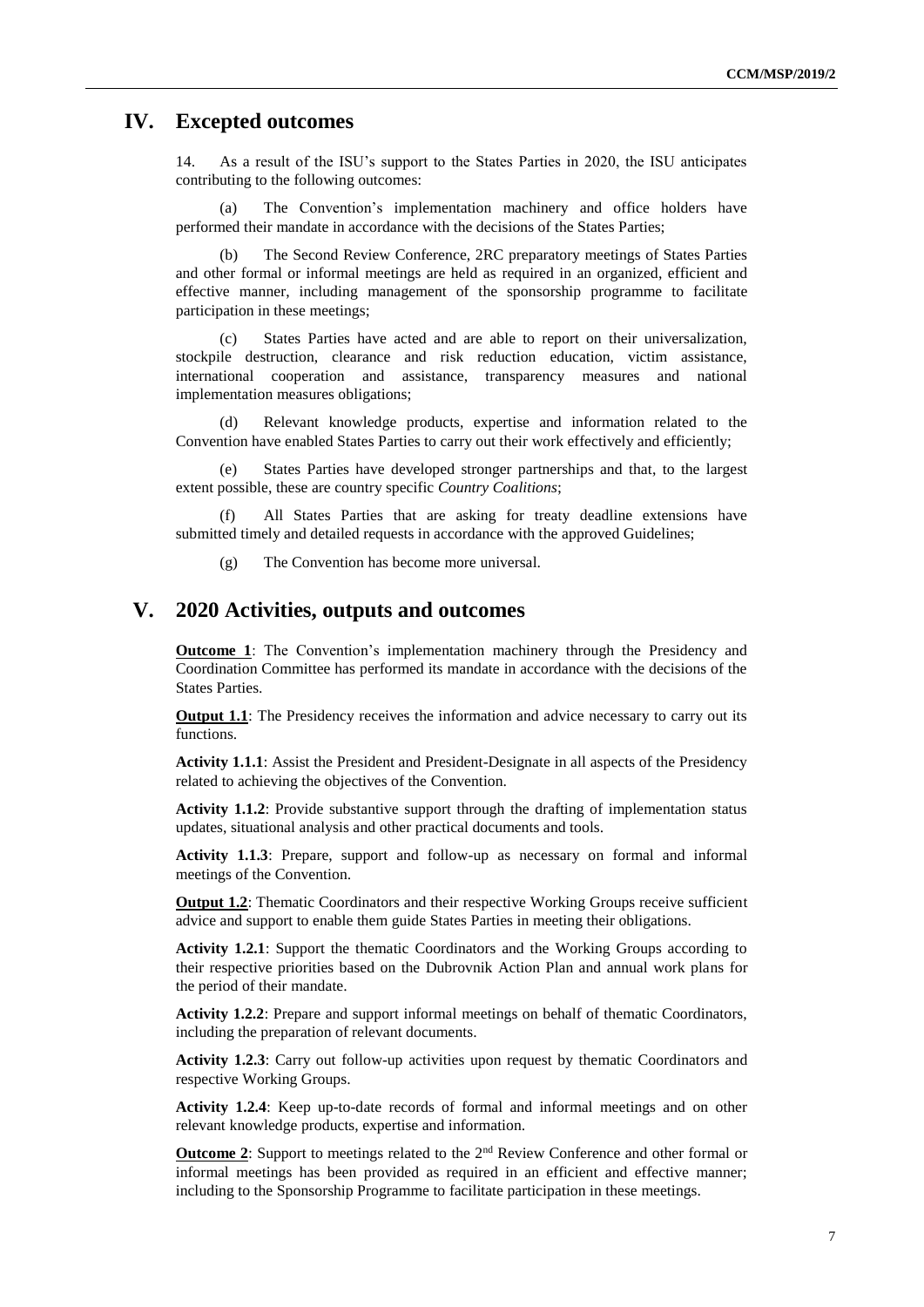## IV. Excepted outcomes

14. As a result of the ISU's support to the States Parties in 2020, the ISU anticipates contributing to the following outcomes:

(a) The Convention's implementation machinery and office holders have performed their mandate in accordance with the decisions of the States Parties;

(b) The Second Review Conference, 2RC preparatory meetings of States Parties and other formal or informal meetings are held as required in an organized, efficient and effective manner, including management of the sponsorship programme to facilitate participation in these meetings;

(c) States Parties have acted and are able to report on their universalization, stockpile destruction, clearance and risk reduction education, victim assistance, international cooperation and assistance, transparency measures and national implementation measures obligations;

(d) Relevant knowledge products, expertise and information related to the Convention have enabled States Parties to carry out their work effectively and efficiently;

(e) States Parties have developed stronger partnerships and that, to the largest extent possible, these are country specific *Country Coalitions*;

(f) All States Parties that are asking for treaty deadline extensions have submitted timely and detailed requests in accordance with the approved Guidelines;

(g) The Convention has become more universal.

## V. 2020 Activities, outputs and outcomes

**Outcome 1**: The Convention's implementation machinery through the Presidency and Coordination Committee has performed its mandate in accordance with the decisions of the States Parties.

**Output 1.1**: The Presidency receives the information and advice necessary to carry out its functions.

**Activity 1.1.1**: Assist the President and President-Designate in all aspects of the Presidency related to achieving the objectives of the Convention.

**Activity 1.1.2**: Provide substantive support through the drafting of implementation status updates, situational analysis and other practical documents and tools.

**Activity 1.1.3**: Prepare, support and follow-up as necessary on formal and informal meetings of the Convention.

**Output 1.2**: Thematic Coordinators and their respective Working Groups receive sufficient advice and support to enable them guide States Parties in meeting their obligations.

**Activity 1.2.1**: Support the thematic Coordinators and the Working Groups according to their respective priorities based on the Dubrovnik Action Plan and annual work plans for the period of their mandate.

**Activity 1.2.2**: Prepare and support informal meetings on behalf of thematic Coordinators, including the preparation of relevant documents.

**Activity 1.2.3**: Carry out follow-up activities upon request by thematic Coordinators and respective Working Groups.

**Activity 1.2.4**: Keep up-to-date records of formal and informal meetings and on other relevant knowledge products, expertise and information.

**Outcome 2**: Support to meetings related to the 2nd Review Conference and other formal or informal meetings has been provided as required in an efficient and effective manner; including to the Sponsorship Programme to facilitate participation in these meetings.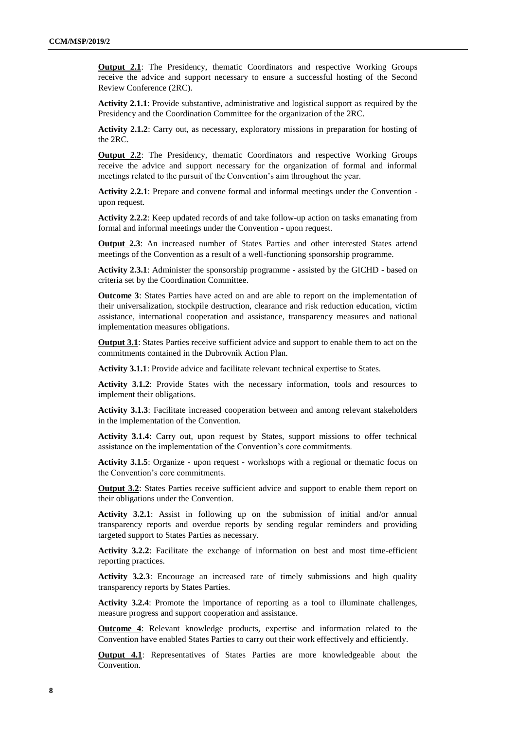**Output 2.1**: The Presidency, thematic Coordinators and respective Working Groups receive the advice and support necessary to ensure a successful hosting of the Second Review Conference (2RC).

**Activity 2.1.1**: Provide substantive, administrative and logistical support as required by the Presidency and the Coordination Committee for the organization of the 2RC.

**Activity 2.1.2**: Carry out, as necessary, exploratory missions in preparation for hosting of the 2RC.

**Output 2.2**: The Presidency, thematic Coordinators and respective Working Groups receive the advice and support necessary for the organization of formal and informal meetings related to the pursuit of the Convention's aim throughout the year.

**Activity 2.2.1**: Prepare and convene formal and informal meetings under the Convention - upon request.

**Activity 2.2.2**: Keep updated records of and take follow-up action on tasks emanating from formal and informal meetings under the Convention - upon request.

**Output 2.3**: An increased number of States Parties and other interested States attend meetings of the Convention as a result of a well-functioning sponsorship programme.

**Activity 2.3.1**: Administer the sponsorship programme - assisted by the GICHD - based on criteria set by the Coordination Committee.

**Outcome 3**: States Parties have acted on and are able to report on the implementation of their universalization, stockpile destruction, clearance and risk reduction education, victim assistance, international cooperation and assistance, transparency measures and national implementation measures obligations.

**Output 3.1**: States Parties receive sufficient advice and support to enable them to act on the commitments contained in the Dubrovnik Action Plan.

**Activity 3.1.1**: Provide advice and facilitate relevant technical expertise to States.

**Activity 3.1.2**: Provide States with the necessary information, tools and resources to implement their obligations.

**Activity 3.1.3**: Facilitate increased cooperation between and among relevant stakeholders in the implementation of the Convention.

**Activity 3.1.4**: Carry out, upon request by States, support missions to offer technical assistance on the implementation of the Convention's core commitments.

**Activity 3.1.5**: Organize - upon request - workshops with a regional or thematic focus on the Convention's core commitments.

**Output 3.2**: States Parties receive sufficient advice and support to enable them report on their obligations under the Convention.

**Activity 3.2.1**: Assist in following up on the submission of initial and/or annual transparency reports and overdue reports by sending regular reminders and providing targeted support to States Parties as necessary.

**Activity 3.2.2**: Facilitate the exchange of information on best and most time-efficient reporting practices.

**Activity 3.2.3**: Encourage an increased rate of timely submissions and high quality transparency reports by States Parties.

**Activity 3.2.4**: Promote the importance of reporting as a tool to illuminate challenges, measure progress and support cooperation and assistance.

**Outcome 4**: Relevant knowledge products, expertise and information related to the Convention have enabled States Parties to carry out their work effectively and efficiently.

**Output 4.1**: Representatives of States Parties are more knowledgeable about the Convention.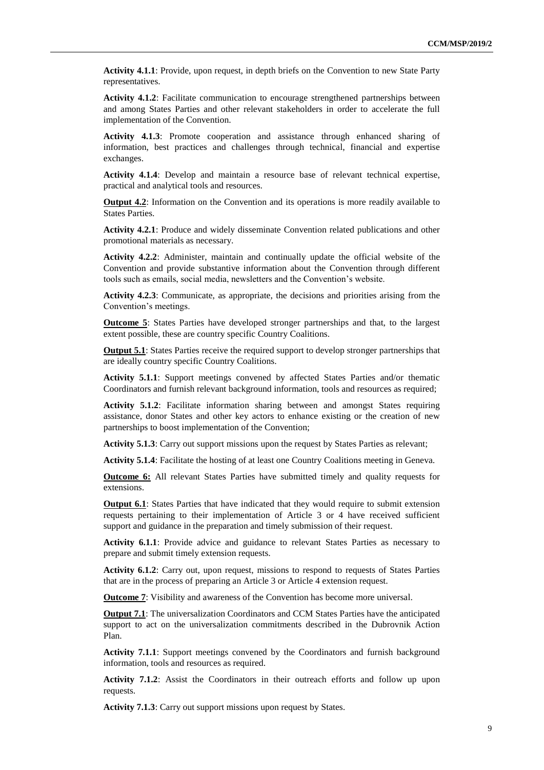**Activity 4.1.1**: Provide, upon request, in depth briefs on the Convention to new State Party representatives.

**Activity 4.1.2**: Facilitate communication to encourage strengthened partnerships between and among States Parties and other relevant stakeholders in order to accelerate the full implementation of the Convention.

**Activity 4.1.3**: Promote cooperation and assistance through enhanced sharing of information, best practices and challenges through technical, financial and expertise exchanges.

**Activity 4.1.4**: Develop and maintain a resource base of relevant technical expertise, practical and analytical tools and resources.

**Output 4.2**: Information on the Convention and its operations is more readily available to States Parties.

**Activity 4.2.1**: Produce and widely disseminate Convention related publications and other promotional materials as necessary.

**Activity 4.2.2**: Administer, maintain and continually update the official website of the Convention and provide substantive information about the Convention through different tools such as emails, social media, newsletters and the Convention's website.

**Activity 4.2.3**: Communicate, as appropriate, the decisions and priorities arising from the Convention's meetings.

**Outcome 5**: States Parties have developed stronger partnerships and that, to the largest extent possible, these are country specific Country Coalitions.

**Output 5.1**: States Parties receive the required support to develop stronger partnerships that are ideally country specific Country Coalitions.

**Activity 5.1.1**: Support meetings convened by affected States Parties and/or thematic Coordinators and furnish relevant background information, tools and resources as required;

**Activity 5.1.2**: Facilitate information sharing between and amongst States requiring assistance, donor States and other key actors to enhance existing or the creation of new partnerships to boost implementation of the Convention;

**Activity 5.1.3**: Carry out support missions upon the request by States Parties as relevant;

**Activity 5.1.4**: Facilitate the hosting of at least one Country Coalitions meeting in Geneva.

**Outcome 6:** All relevant States Parties have submitted timely and quality requests for extensions.

**Output 6.1**: States Parties that have indicated that they would require to submit extension requests pertaining to their implementation of Article 3 or 4 have received sufficient support and guidance in the preparation and timely submission of their request.

**Activity 6.1.1**: Provide advice and guidance to relevant States Parties as necessary to prepare and submit timely extension requests.

**Activity 6.1.2**: Carry out, upon request, missions to respond to requests of States Parties that are in the process of preparing an Article 3 or Article 4 extension request.

**Outcome 7**: Visibility and awareness of the Convention has become more universal.

**Output 7.1**: The universalization Coordinators and CCM States Parties have the anticipated support to act on the universalization commitments described in the Dubrovnik Action Plan.

**Activity 7.1.1**: Support meetings convened by the Coordinators and furnish background information, tools and resources as required.

**Activity 7.1.2**: Assist the Coordinators in their outreach efforts and follow up upon requests.

**Activity 7.1.3**: Carry out support missions upon request by States.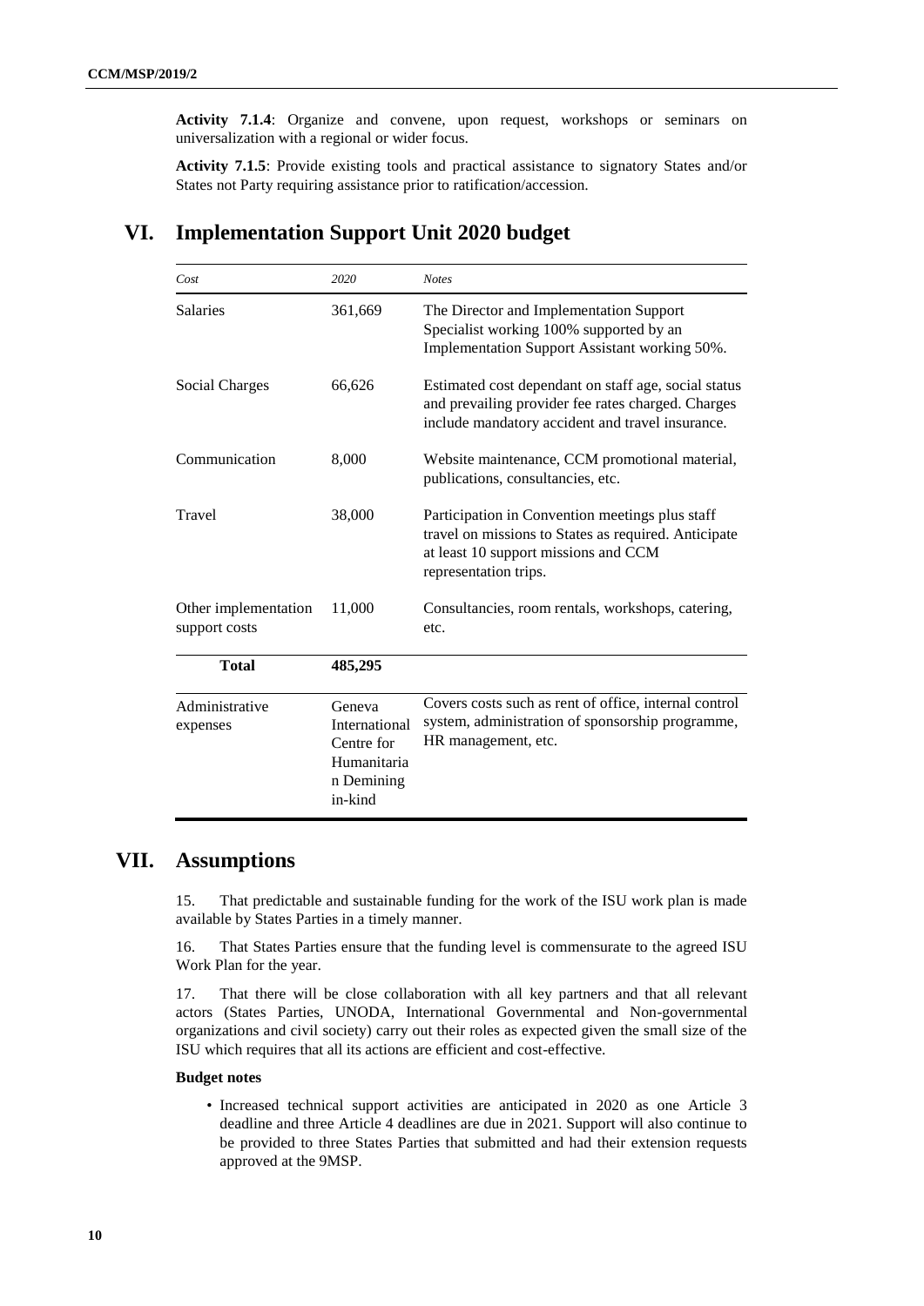**Activity 7.1.4**: Organize and convene, upon request, workshops or seminars on universalization with a regional or wider focus.

**Activity 7.1.5**: Provide existing tools and practical assistance to signatory States and/or States not Party requiring assistance prior to ratification/accession.

# VI. Implementation Support Unit 2020 budget

| *Cost* | *2020* | *Notes* |
| --- | --- | --- |
| Salaries | 361,669 | The Director and Implementation Support Specialist working 100% supported by an Implementation Support Assistant working 50%. |
| Social Charges | 66,626 | Estimated cost dependant on staff age, social status and prevailing provider fee rates charged. Charges include mandatory accident and travel insurance. |
| Communication | 8,000 | Website maintenance, CCM promotional material, publications, consultancies, etc. |
| Travel | 38,000 | Participation in Convention meetings plus staff travel on missions to States as required. Anticipate at least 10 support missions and CCM representation trips. |
| Other implementation support costs | 11,000 | Consultancies, room rentals, workshops, catering, etc. |
| **Total** | **485,295** | |
| Administrative expenses | Geneva International Centre for Humanitarian Demining in-kind | Covers costs such as rent of office, internal control system, administration of sponsorship programme, HR management, etc. |

# VII. Assumptions

15. That predictable and sustainable funding for the work of the ISU work plan is made available by States Parties in a timely manner.

16. That States Parties ensure that the funding level is commensurate to the agreed ISU Work Plan for the year.

17. That there will be close collaboration with all key partners and that all relevant actors (States Parties, UNODA, International Governmental and Non-governmental organizations and civil society) carry out their roles as expected given the small size of the ISU which requires that all its actions are efficient and cost-effective.

**Budget notes**

- Increased technical support activities are anticipated in 2020 as one Article 3 deadline and three Article 4 deadlines are due in 2021. Support will also continue to be provided to three States Parties that submitted and had their extension requests approved at the 9MSP.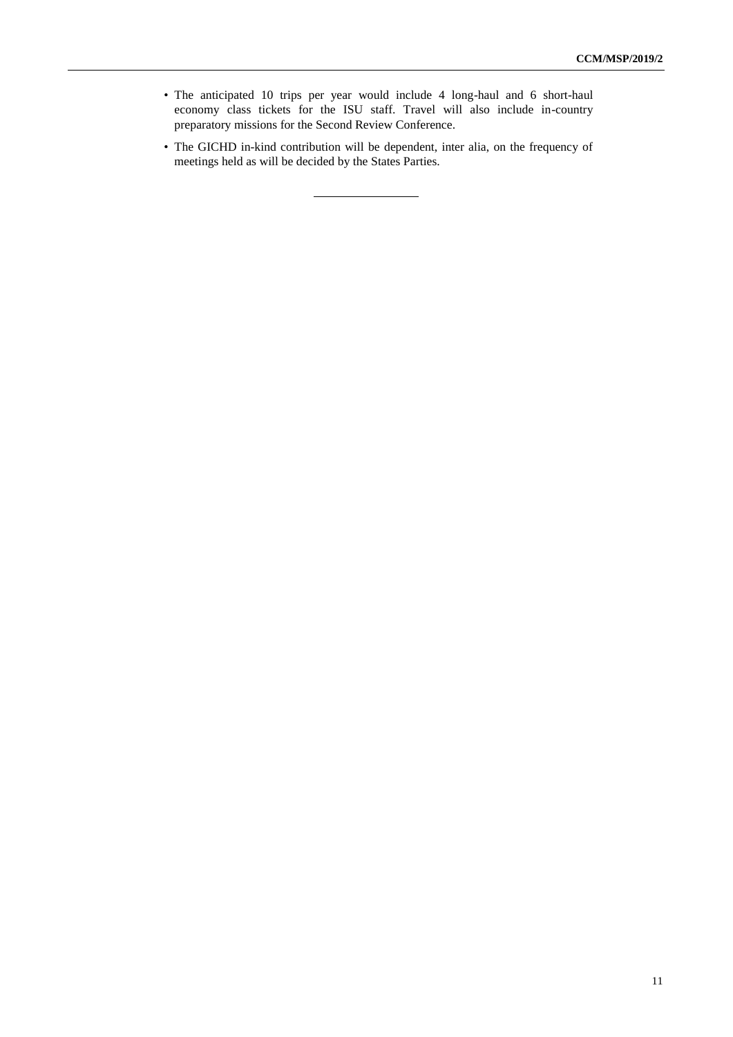- The anticipated 10 trips per year would include 4 long-haul and 6 short-haul economy class tickets for the ISU staff. Travel will also include in-country preparatory missions for the Second Review Conference.
- The GICHD in-kind contribution will be dependent, inter alia, on the frequency of meetings held as will be decided by the States Parties.